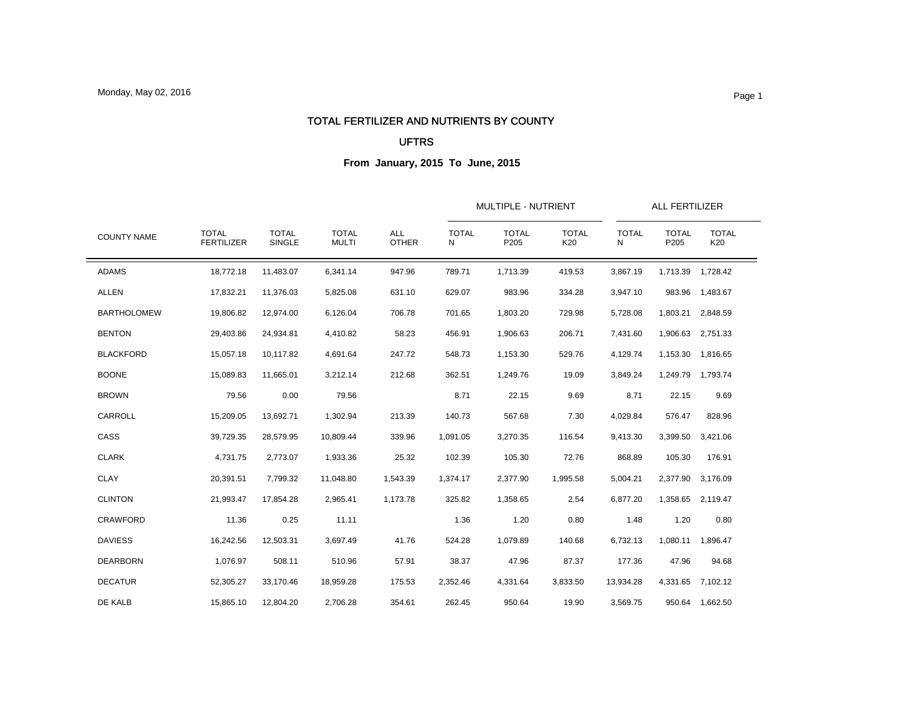Monday, May 02, 2016

# TOTAL FERTILIZER AND NUTRIENTS BY COUNTY

## UFTRS

### From January, 2015 To June, 2015

| | | | | | MULTIPLE - NUTRIENT | | | ALL FERTILIZER | | |
|---|---|---|---|---|---|---|---|---|---|---|
| COUNTY NAME | TOTAL FERTILIZER | TOTAL SINGLE | TOTAL MULTI | ALL OTHER | TOTAL N | TOTAL P205 | TOTAL K20 | TOTAL N | TOTAL P205 | TOTAL K20 |
| ADAMS | 18,772.18 | 11,483.07 | 6,341.14 | 947.96 | 789.71 | 1,713.39 | 419.53 | 3,867.19 | 1,713.39 | 1,728.42 |
| ALLEN | 17,832.21 | 11,376.03 | 5,825.08 | 631.10 | 629.07 | 983.96 | 334.28 | 3,947.10 | 983.96 | 1,483.67 |
| BARTHOLOMEW | 19,806.82 | 12,974.00 | 6,126.04 | 706.78 | 701.65 | 1,803.20 | 729.98 | 5,728.08 | 1,803.21 | 2,848.59 |
| BENTON | 29,403.86 | 24,934.81 | 4,410.82 | 58.23 | 456.91 | 1,906.63 | 206.71 | 7,431.60 | 1,906.63 | 2,751.33 |
| BLACKFORD | 15,057.18 | 10,117.82 | 4,691.64 | 247.72 | 548.73 | 1,153.30 | 529.76 | 4,129.74 | 1,153.30 | 1,816.65 |
| BOONE | 15,089.83 | 11,665.01 | 3,212.14 | 212.68 | 362.51 | 1,249.76 | 19.09 | 3,849.24 | 1,249.79 | 1,793.74 |
| BROWN | 79.56 | 0.00 | 79.56 | | 8.71 | 22.15 | 9.69 | 8.71 | 22.15 | 9.69 |
| CARROLL | 15,209.05 | 13,692.71 | 1,302.94 | 213.39 | 140.73 | 567.68 | 7.30 | 4,029.84 | 576.47 | 828.96 |
| CASS | 39,729.35 | 28,579.95 | 10,809.44 | 339.96 | 1,091.05 | 3,270.35 | 116.54 | 9,413.30 | 3,399.50 | 3,421.06 |
| CLARK | 4,731.75 | 2,773.07 | 1,933.36 | 25.32 | 102.39 | 105.30 | 72.76 | 868.89 | 105.30 | 176.91 |
| CLAY | 20,391.51 | 7,799.32 | 11,048.80 | 1,543.39 | 1,374.17 | 2,377.90 | 1,995.58 | 5,004.21 | 2,377.90 | 3,176.09 |
| CLINTON | 21,993.47 | 17,854.28 | 2,965.41 | 1,173.78 | 325.82 | 1,358.65 | 2.54 | 6,877.20 | 1,358.65 | 2,119.47 |
| CRAWFORD | 11.36 | 0.25 | 11.11 | | 1.36 | 1.20 | 0.80 | 1.48 | 1.20 | 0.80 |
| DAVIESS | 16,242.56 | 12,503.31 | 3,697.49 | 41.76 | 524.28 | 1,079.89 | 140.68 | 6,732.13 | 1,080.11 | 1,896.47 |
| DEARBORN | 1,076.97 | 508.11 | 510.96 | 57.91 | 38.37 | 47.96 | 87.37 | 177.36 | 47.96 | 94.68 |
| DECATUR | 52,305.27 | 33,170.46 | 18,959.28 | 175.53 | 2,352.46 | 4,331.64 | 3,833.50 | 13,934.28 | 4,331.65 | 7,102.12 |
| DE KALB | 15,865.10 | 12,804.20 | 2,706.28 | 354.61 | 262.45 | 950.64 | 19.90 | 3,569.75 | 950.64 | 1,662.50 |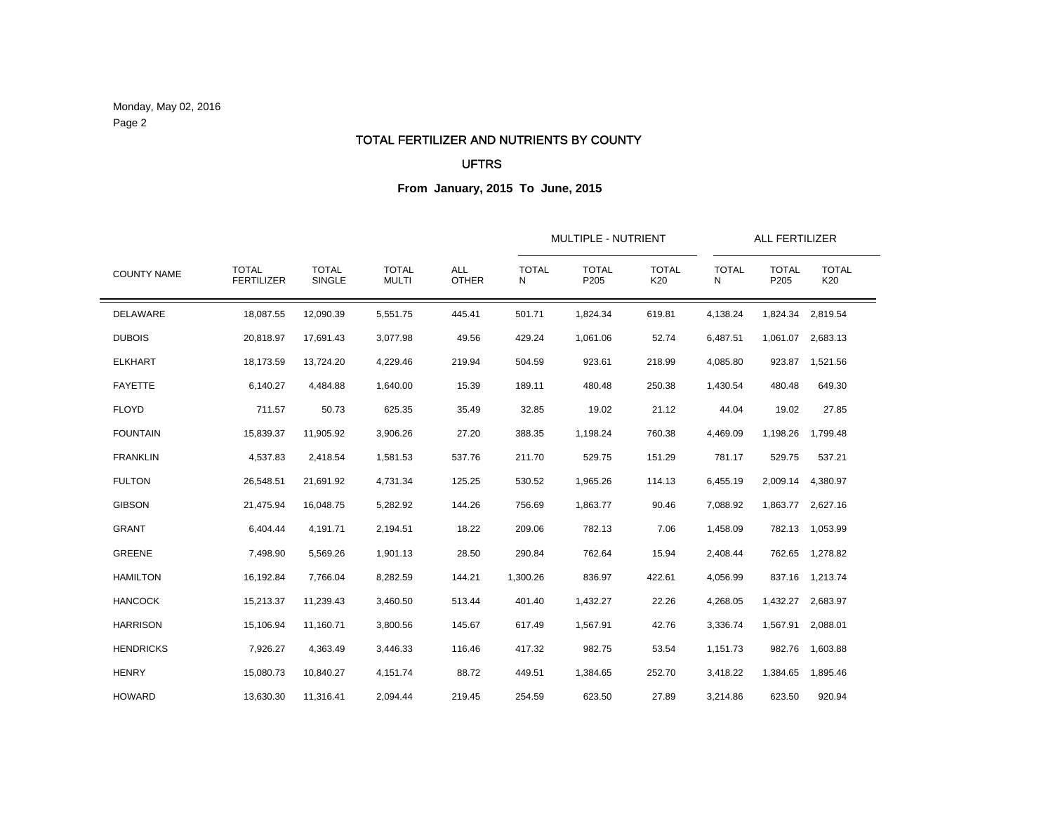# TOTAL FERTILIZER AND NUTRIENTS BY COUNTY

## UFTRS

### From January, 2015 To June, 2015

| COUNTY NAME | TOTAL FERTILIZER | TOTAL SINGLE | TOTAL MULTI | ALL OTHER | MULTIPLE - NUTRIENT | | | ALL FERTILIZER | | |
|---|---|---|---|---|---|---|---|---|---|---|
| | | | | | TOTAL N | TOTAL P205 | TOTAL K20 | TOTAL N | TOTAL P205 | TOTAL K20 |
| DELAWARE | 18,087.55 | 12,090.39 | 5,551.75 | 445.41 | 501.71 | 1,824.34 | 619.81 | 4,138.24 | 1,824.34 | 2,819.54 |
| DUBOIS | 20,818.97 | 17,691.43 | 3,077.98 | 49.56 | 429.24 | 1,061.06 | 52.74 | 6,487.51 | 1,061.07 | 2,683.13 |
| ELKHART | 18,173.59 | 13,724.20 | 4,229.46 | 219.94 | 504.59 | 923.61 | 218.99 | 4,085.80 | 923.87 | 1,521.56 |
| FAYETTE | 6,140.27 | 4,484.88 | 1,640.00 | 15.39 | 189.11 | 480.48 | 250.38 | 1,430.54 | 480.48 | 649.30 |
| FLOYD | 711.57 | 50.73 | 625.35 | 35.49 | 32.85 | 19.02 | 21.12 | 44.04 | 19.02 | 27.85 |
| FOUNTAIN | 15,839.37 | 11,905.92 | 3,906.26 | 27.20 | 388.35 | 1,198.24 | 760.38 | 4,469.09 | 1,198.26 | 1,799.48 |
| FRANKLIN | 4,537.83 | 2,418.54 | 1,581.53 | 537.76 | 211.70 | 529.75 | 151.29 | 781.17 | 529.75 | 537.21 |
| FULTON | 26,548.51 | 21,691.92 | 4,731.34 | 125.25 | 530.52 | 1,965.26 | 114.13 | 6,455.19 | 2,009.14 | 4,380.97 |
| GIBSON | 21,475.94 | 16,048.75 | 5,282.92 | 144.26 | 756.69 | 1,863.77 | 90.46 | 7,088.92 | 1,863.77 | 2,627.16 |
| GRANT | 6,404.44 | 4,191.71 | 2,194.51 | 18.22 | 209.06 | 782.13 | 7.06 | 1,458.09 | 782.13 | 1,053.99 |
| GREENE | 7,498.90 | 5,569.26 | 1,901.13 | 28.50 | 290.84 | 762.64 | 15.94 | 2,408.44 | 762.65 | 1,278.82 |
| HAMILTON | 16,192.84 | 7,766.04 | 8,282.59 | 144.21 | 1,300.26 | 836.97 | 422.61 | 4,056.99 | 837.16 | 1,213.74 |
| HANCOCK | 15,213.37 | 11,239.43 | 3,460.50 | 513.44 | 401.40 | 1,432.27 | 22.26 | 4,268.05 | 1,432.27 | 2,683.97 |
| HARRISON | 15,106.94 | 11,160.71 | 3,800.56 | 145.67 | 617.49 | 1,567.91 | 42.76 | 3,336.74 | 1,567.91 | 2,088.01 |
| HENDRICKS | 7,926.27 | 4,363.49 | 3,446.33 | 116.46 | 417.32 | 982.75 | 53.54 | 1,151.73 | 982.76 | 1,603.88 |
| HENRY | 15,080.73 | 10,840.27 | 4,151.74 | 88.72 | 449.51 | 1,384.65 | 252.70 | 3,418.22 | 1,384.65 | 1,895.46 |
| HOWARD | 13,630.30 | 11,316.41 | 2,094.44 | 219.45 | 254.59 | 623.50 | 27.89 | 3,214.86 | 623.50 | 920.94 |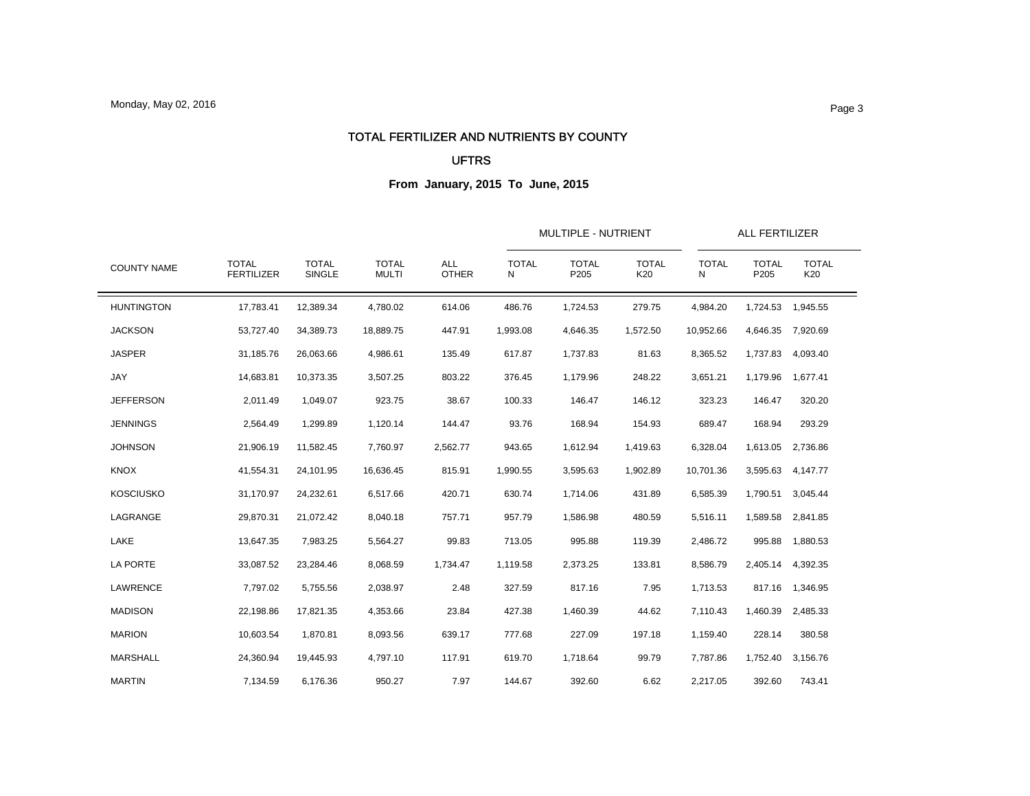Monday, May 02, 2016

# TOTAL FERTILIZER AND NUTRIENTS BY COUNTY

## UFTRS

### From January, 2015 To June, 2015

| | | | | | MULTIPLE - NUTRIENT | | | ALL FERTILIZER | | |
|---|---|---|---|---|---|---|---|---|---|---|
| COUNTY NAME | TOTAL FERTILIZER | TOTAL SINGLE | TOTAL MULTI | ALL OTHER | TOTAL N | TOTAL P205 | TOTAL K20 | TOTAL N | TOTAL P205 | TOTAL K20 |
| HUNTINGTON | 17,783.41 | 12,389.34 | 4,780.02 | 614.06 | 486.76 | 1,724.53 | 279.75 | 4,984.20 | 1,724.53 | 1,945.55 |
| JACKSON | 53,727.40 | 34,389.73 | 18,889.75 | 447.91 | 1,993.08 | 4,646.35 | 1,572.50 | 10,952.66 | 4,646.35 | 7,920.69 |
| JASPER | 31,185.76 | 26,063.66 | 4,986.61 | 135.49 | 617.87 | 1,737.83 | 81.63 | 8,365.52 | 1,737.83 | 4,093.40 |
| JAY | 14,683.81 | 10,373.35 | 3,507.25 | 803.22 | 376.45 | 1,179.96 | 248.22 | 3,651.21 | 1,179.96 | 1,677.41 |
| JEFFERSON | 2,011.49 | 1,049.07 | 923.75 | 38.67 | 100.33 | 146.47 | 146.12 | 323.23 | 146.47 | 320.20 |
| JENNINGS | 2,564.49 | 1,299.89 | 1,120.14 | 144.47 | 93.76 | 168.94 | 154.93 | 689.47 | 168.94 | 293.29 |
| JOHNSON | 21,906.19 | 11,582.45 | 7,760.97 | 2,562.77 | 943.65 | 1,612.94 | 1,419.63 | 6,328.04 | 1,613.05 | 2,736.86 |
| KNOX | 41,554.31 | 24,101.95 | 16,636.45 | 815.91 | 1,990.55 | 3,595.63 | 1,902.89 | 10,701.36 | 3,595.63 | 4,147.77 |
| KOSCIUSKO | 31,170.97 | 24,232.61 | 6,517.66 | 420.71 | 630.74 | 1,714.06 | 431.89 | 6,585.39 | 1,790.51 | 3,045.44 |
| LAGRANGE | 29,870.31 | 21,072.42 | 8,040.18 | 757.71 | 957.79 | 1,586.98 | 480.59 | 5,516.11 | 1,589.58 | 2,841.85 |
| LAKE | 13,647.35 | 7,983.25 | 5,564.27 | 99.83 | 713.05 | 995.88 | 119.39 | 2,486.72 | 995.88 | 1,880.53 |
| LA PORTE | 33,087.52 | 23,284.46 | 8,068.59 | 1,734.47 | 1,119.58 | 2,373.25 | 133.81 | 8,586.79 | 2,405.14 | 4,392.35 |
| LAWRENCE | 7,797.02 | 5,755.56 | 2,038.97 | 2.48 | 327.59 | 817.16 | 7.95 | 1,713.53 | 817.16 | 1,346.95 |
| MADISON | 22,198.86 | 17,821.35 | 4,353.66 | 23.84 | 427.38 | 1,460.39 | 44.62 | 7,110.43 | 1,460.39 | 2,485.33 |
| MARION | 10,603.54 | 1,870.81 | 8,093.56 | 639.17 | 777.68 | 227.09 | 197.18 | 1,159.40 | 228.14 | 380.58 |
| MARSHALL | 24,360.94 | 19,445.93 | 4,797.10 | 117.91 | 619.70 | 1,718.64 | 99.79 | 7,787.86 | 1,752.40 | 3,156.76 |
| MARTIN | 7,134.59 | 6,176.36 | 950.27 | 7.97 | 144.67 | 392.60 | 6.62 | 2,217.05 | 392.60 | 743.41 |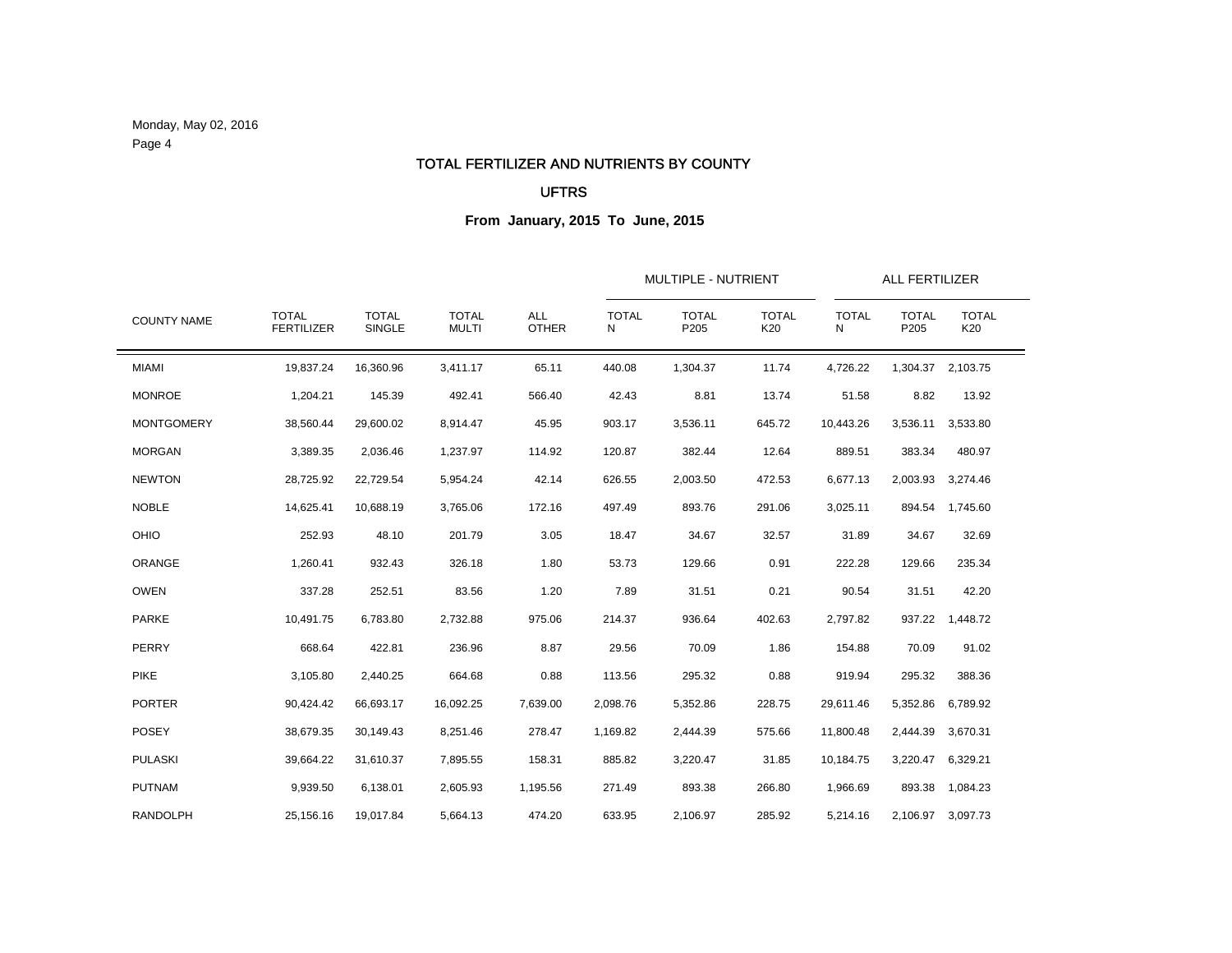Monday, May 02, 2016

# TOTAL FERTILIZER AND NUTRIENTS BY COUNTY

## UFTRS

### From January, 2015 To June, 2015

| | | | | | MULTIPLE - NUTRIENT | | | ALL FERTILIZER | | |
|---|---|---|---|---|---|---|---|---|---|---|
| COUNTY NAME | TOTAL FERTILIZER | TOTAL SINGLE | TOTAL MULTI | ALL OTHER | TOTAL N | TOTAL P205 | TOTAL K20 | TOTAL N | TOTAL P205 | TOTAL K20 |
| MIAMI | 19,837.24 | 16,360.96 | 3,411.17 | 65.11 | 440.08 | 1,304.37 | 11.74 | 4,726.22 | 1,304.37 | 2,103.75 |
| MONROE | 1,204.21 | 145.39 | 492.41 | 566.40 | 42.43 | 8.81 | 13.74 | 51.58 | 8.82 | 13.92 |
| MONTGOMERY | 38,560.44 | 29,600.02 | 8,914.47 | 45.95 | 903.17 | 3,536.11 | 645.72 | 10,443.26 | 3,536.11 | 3,533.80 |
| MORGAN | 3,389.35 | 2,036.46 | 1,237.97 | 114.92 | 120.87 | 382.44 | 12.64 | 889.51 | 383.34 | 480.97 |
| NEWTON | 28,725.92 | 22,729.54 | 5,954.24 | 42.14 | 626.55 | 2,003.50 | 472.53 | 6,677.13 | 2,003.93 | 3,274.46 |
| NOBLE | 14,625.41 | 10,688.19 | 3,765.06 | 172.16 | 497.49 | 893.76 | 291.06 | 3,025.11 | 894.54 | 1,745.60 |
| OHIO | 252.93 | 48.10 | 201.79 | 3.05 | 18.47 | 34.67 | 32.57 | 31.89 | 34.67 | 32.69 |
| ORANGE | 1,260.41 | 932.43 | 326.18 | 1.80 | 53.73 | 129.66 | 0.91 | 222.28 | 129.66 | 235.34 |
| OWEN | 337.28 | 252.51 | 83.56 | 1.20 | 7.89 | 31.51 | 0.21 | 90.54 | 31.51 | 42.20 |
| PARKE | 10,491.75 | 6,783.80 | 2,732.88 | 975.06 | 214.37 | 936.64 | 402.63 | 2,797.82 | 937.22 | 1,448.72 |
| PERRY | 668.64 | 422.81 | 236.96 | 8.87 | 29.56 | 70.09 | 1.86 | 154.88 | 70.09 | 91.02 |
| PIKE | 3,105.80 | 2,440.25 | 664.68 | 0.88 | 113.56 | 295.32 | 0.88 | 919.94 | 295.32 | 388.36 |
| PORTER | 90,424.42 | 66,693.17 | 16,092.25 | 7,639.00 | 2,098.76 | 5,352.86 | 228.75 | 29,611.46 | 5,352.86 | 6,789.92 |
| POSEY | 38,679.35 | 30,149.43 | 8,251.46 | 278.47 | 1,169.82 | 2,444.39 | 575.66 | 11,800.48 | 2,444.39 | 3,670.31 |
| PULASKI | 39,664.22 | 31,610.37 | 7,895.55 | 158.31 | 885.82 | 3,220.47 | 31.85 | 10,184.75 | 3,220.47 | 6,329.21 |
| PUTNAM | 9,939.50 | 6,138.01 | 2,605.93 | 1,195.56 | 271.49 | 893.38 | 266.80 | 1,966.69 | 893.38 | 1,084.23 |
| RANDOLPH | 25,156.16 | 19,017.84 | 5,664.13 | 474.20 | 633.95 | 2,106.97 | 285.92 | 5,214.16 | 2,106.97 | 3,097.73 |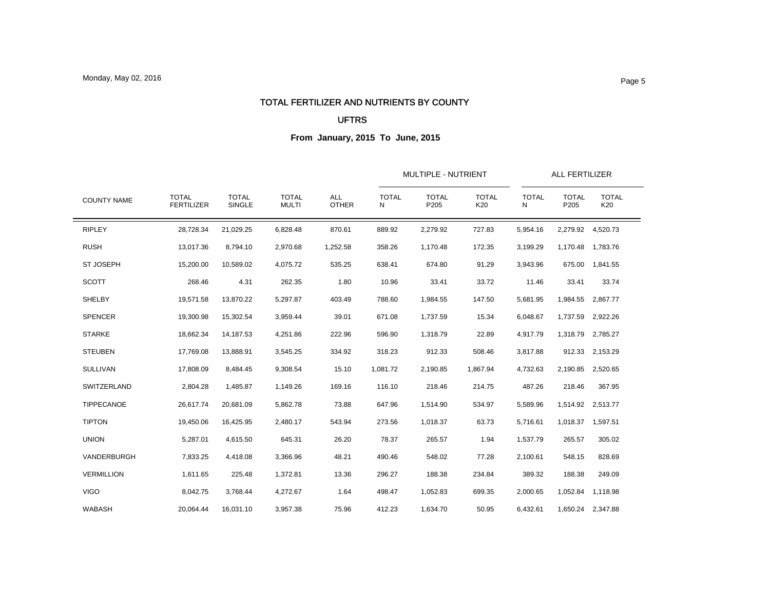# TOTAL FERTILIZER AND NUTRIENTS BY COUNTY

## UFTRS

### From January, 2015 To June, 2015

| COUNTY NAME | TOTAL FERTILIZER | TOTAL SINGLE | TOTAL MULTI | ALL OTHER | MULTIPLE - NUTRIENT | | | ALL FERTILIZER | | |
|---|---|---|---|---|---|---|---|---|---|---|
| | | | | | TOTAL N | TOTAL P205 | TOTAL K20 | TOTAL N | TOTAL P205 | TOTAL K20 |
| RIPLEY | 28,728.34 | 21,029.25 | 6,828.48 | 870.61 | 889.92 | 2,279.92 | 727.83 | 5,954.16 | 2,279.92 | 4,520.73 |
| RUSH | 13,017.36 | 8,794.10 | 2,970.68 | 1,252.58 | 358.26 | 1,170.48 | 172.35 | 3,199.29 | 1,170.48 | 1,783.76 |
| ST JOSEPH | 15,200.00 | 10,589.02 | 4,075.72 | 535.25 | 638.41 | 674.80 | 91.29 | 3,943.96 | 675.00 | 1,841.55 |
| SCOTT | 268.46 | 4.31 | 262.35 | 1.80 | 10.96 | 33.41 | 33.72 | 11.46 | 33.41 | 33.74 |
| SHELBY | 19,571.58 | 13,870.22 | 5,297.87 | 403.49 | 788.60 | 1,984.55 | 147.50 | 5,681.95 | 1,984.55 | 2,867.77 |
| SPENCER | 19,300.98 | 15,302.54 | 3,959.44 | 39.01 | 671.08 | 1,737.59 | 15.34 | 6,048.67 | 1,737.59 | 2,922.26 |
| STARKE | 18,662.34 | 14,187.53 | 4,251.86 | 222.96 | 596.90 | 1,318.79 | 22.89 | 4,917.79 | 1,318.79 | 2,785.27 |
| STEUBEN | 17,769.08 | 13,888.91 | 3,545.25 | 334.92 | 318.23 | 912.33 | 508.46 | 3,817.88 | 912.33 | 2,153.29 |
| SULLIVAN | 17,808.09 | 8,484.45 | 9,308.54 | 15.10 | 1,081.72 | 2,190.85 | 1,867.94 | 4,732.63 | 2,190.85 | 2,520.65 |
| SWITZERLAND | 2,804.28 | 1,485.87 | 1,149.26 | 169.16 | 116.10 | 218.46 | 214.75 | 487.26 | 218.46 | 367.95 |
| TIPPECANOE | 26,617.74 | 20,681.09 | 5,862.78 | 73.88 | 647.96 | 1,514.90 | 534.97 | 5,589.96 | 1,514.92 | 2,513.77 |
| TIPTON | 19,450.06 | 16,425.95 | 2,480.17 | 543.94 | 273.56 | 1,018.37 | 63.73 | 5,716.61 | 1,018.37 | 1,597.51 |
| UNION | 5,287.01 | 4,615.50 | 645.31 | 26.20 | 78.37 | 265.57 | 1.94 | 1,537.79 | 265.57 | 305.02 |
| VANDERBURGH | 7,833.25 | 4,418.08 | 3,366.96 | 48.21 | 490.46 | 548.02 | 77.28 | 2,100.61 | 548.15 | 828.69 |
| VERMILLION | 1,611.65 | 225.48 | 1,372.81 | 13.36 | 296.27 | 188.38 | 234.84 | 389.32 | 188.38 | 249.09 |
| VIGO | 8,042.75 | 3,768.44 | 4,272.67 | 1.64 | 498.47 | 1,052.83 | 699.35 | 2,000.65 | 1,052.84 | 1,118.98 |
| WABASH | 20,064.44 | 16,031.10 | 3,957.38 | 75.96 | 412.23 | 1,634.70 | 50.95 | 6,432.61 | 1,650.24 | 2,347.88 |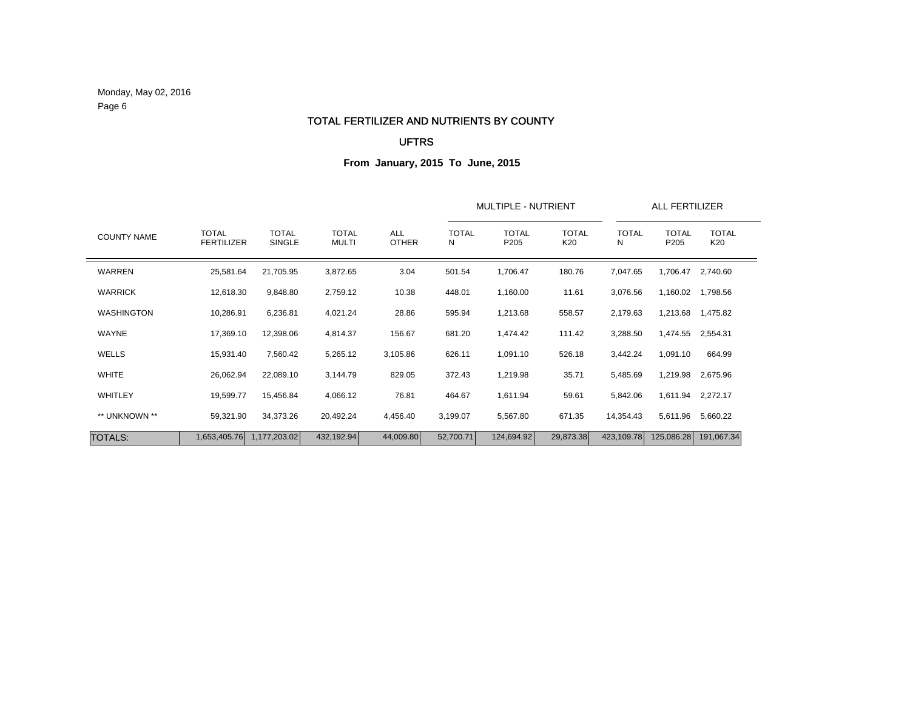Monday, May 02, 2016

## TOTAL FERTILIZER AND NUTRIENTS BY COUNTY

### UFTRS

**From January, 2015 To June, 2015**

| | | | | | MULTIPLE - NUTRIENT | | | ALL FERTILIZER | | |
|---|---|---|---|---|---|---|---|---|---|---|
| COUNTY NAME | TOTAL FERTILIZER | TOTAL SINGLE | TOTAL MULTI | ALL OTHER | TOTAL N | TOTAL P205 | TOTAL K20 | TOTAL N | TOTAL P205 | TOTAL K20 |
| WARREN | 25,581.64 | 21,705.95 | 3,872.65 | 3.04 | 501.54 | 1,706.47 | 180.76 | 7,047.65 | 1,706.47 | 2,740.60 |
| WARRICK | 12,618.30 | 9,848.80 | 2,759.12 | 10.38 | 448.01 | 1,160.00 | 11.61 | 3,076.56 | 1,160.02 | 1,798.56 |
| WASHINGTON | 10,286.91 | 6,236.81 | 4,021.24 | 28.86 | 595.94 | 1,213.68 | 558.57 | 2,179.63 | 1,213.68 | 1,475.82 |
| WAYNE | 17,369.10 | 12,398.06 | 4,814.37 | 156.67 | 681.20 | 1,474.42 | 111.42 | 3,288.50 | 1,474.55 | 2,554.31 |
| WELLS | 15,931.40 | 7,560.42 | 5,265.12 | 3,105.86 | 626.11 | 1,091.10 | 526.18 | 3,442.24 | 1,091.10 | 664.99 |
| WHITE | 26,062.94 | 22,089.10 | 3,144.79 | 829.05 | 372.43 | 1,219.98 | 35.71 | 5,485.69 | 1,219.98 | 2,675.96 |
| WHITLEY | 19,599.77 | 15,456.84 | 4,066.12 | 76.81 | 464.67 | 1,611.94 | 59.61 | 5,842.06 | 1,611.94 | 2,272.17 |
| ** UNKNOWN ** | 59,321.90 | 34,373.26 | 20,492.24 | 4,456.40 | 3,199.07 | 5,567.80 | 671.35 | 14,354.43 | 5,611.96 | 5,660.22 |
| TOTALS: | 1,653,405.76 | 1,177,203.02 | 432,192.94 | 44,009.80 | 52,700.71 | 124,694.92 | 29,873.38 | 423,109.78 | 125,086.28 | 191,067.34 |